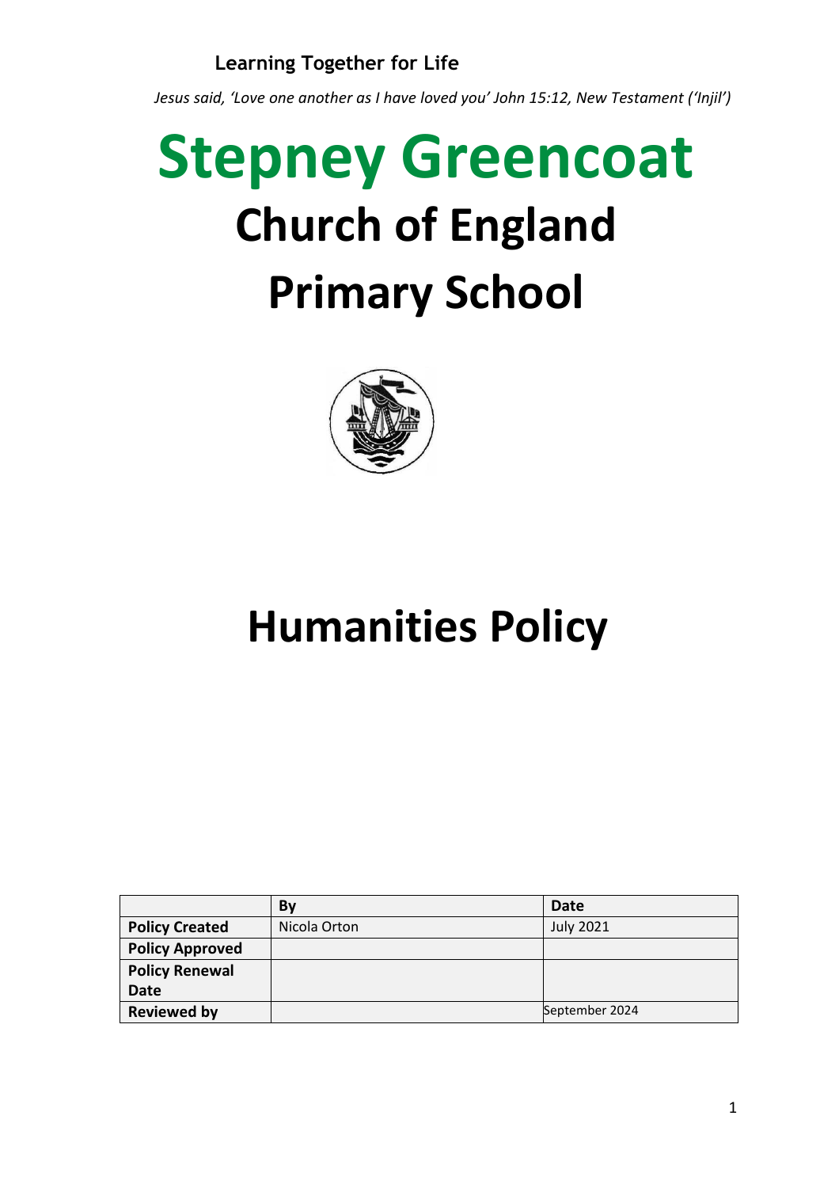**Learning Together for Life**

*Jesus said, 'Love one another as I have loved you' John 15:12, New Testament ('Injil')*

# Stepney Greencoat

# Church of England Primary School

# Humanities Policy

| | By | Date |
|---|---|---|
| **Policy Created** | Nicola Orton | July 2021 |
| **Policy Approved** | | |
| **Policy Renewal Date** | | |
| **Reviewed by** | | September 2024 |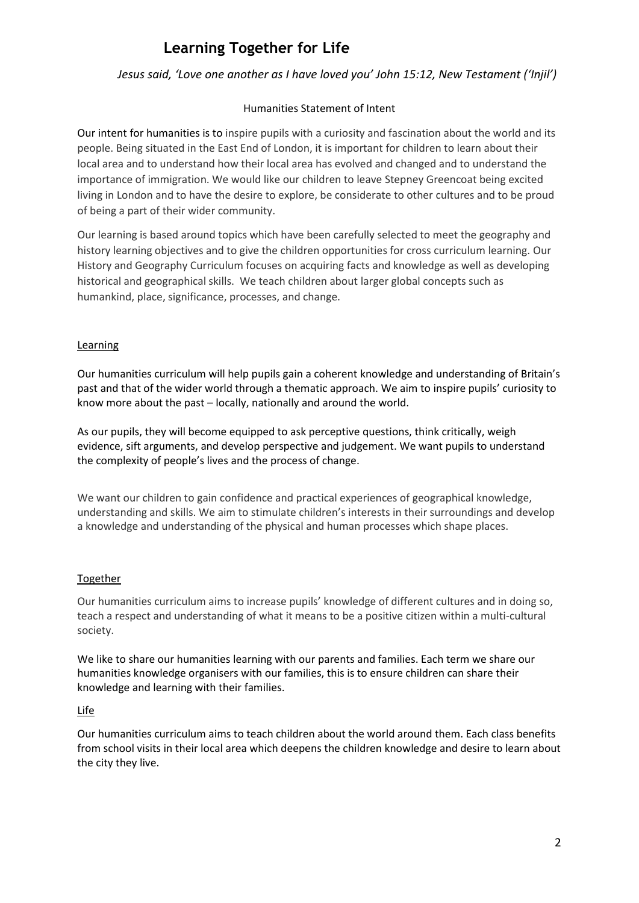# Learning Together for Life

*Jesus said, 'Love one another as I have loved you' John 15:12, New Testament ('Injil')*

Humanities Statement of Intent

Our intent for humanities is to inspire pupils with a curiosity and fascination about the world and its people. Being situated in the East End of London, it is important for children to learn about their local area and to understand how their local area has evolved and changed and to understand the importance of immigration. We would like our children to leave Stepney Greencoat being excited living in London and to have the desire to explore, be considerate to other cultures and to be proud of being a part of their wider community.

Our learning is based around topics which have been carefully selected to meet the geography and history learning objectives and to give the children opportunities for cross curriculum learning. Our History and Geography Curriculum focuses on acquiring facts and knowledge as well as developing historical and geographical skills. We teach children about larger global concepts such as humankind, place, significance, processes, and change.

## Learning

Our humanities curriculum will help pupils gain a coherent knowledge and understanding of Britain's past and that of the wider world through a thematic approach. We aim to inspire pupils' curiosity to know more about the past – locally, nationally and around the world.

As our pupils, they will become equipped to ask perceptive questions, think critically, weigh evidence, sift arguments, and develop perspective and judgement. We want pupils to understand the complexity of people's lives and the process of change.

We want our children to gain confidence and practical experiences of geographical knowledge, understanding and skills. We aim to stimulate children's interests in their surroundings and develop a knowledge and understanding of the physical and human processes which shape places.

## Together

Our humanities curriculum aims to increase pupils' knowledge of different cultures and in doing so, teach a respect and understanding of what it means to be a positive citizen within a multi-cultural society.

We like to share our humanities learning with our parents and families. Each term we share our humanities knowledge organisers with our families, this is to ensure children can share their knowledge and learning with their families.

## Life

Our humanities curriculum aims to teach children about the world around them. Each class benefits from school visits in their local area which deepens the children knowledge and desire to learn about the city they live.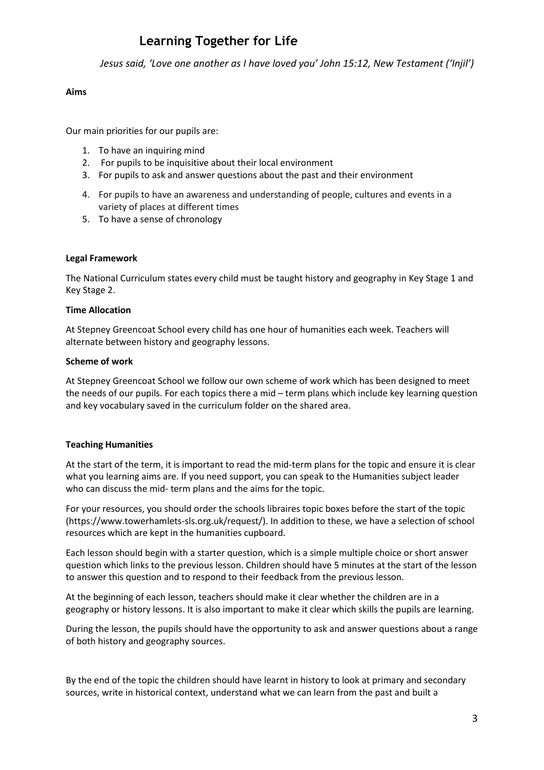# Learning Together for Life

*Jesus said, 'Love one another as I have loved you' John 15:12, New Testament ('Injil')*

**Aims**

Our main priorities for our pupils are:

1. To have an inquiring mind
2. For pupils to be inquisitive about their local environment
3. For pupils to ask and answer questions about the past and their environment
4. For pupils to have an awareness and understanding of people, cultures and events in a variety of places at different times
5. To have a sense of chronology

**Legal Framework**

The National Curriculum states every child must be taught history and geography in Key Stage 1 and Key Stage 2.

**Time Allocation**

At Stepney Greencoat School every child has one hour of humanities each week. Teachers will alternate between history and geography lessons.

**Scheme of work**

At Stepney Greencoat School we follow our own scheme of work which has been designed to meet the needs of our pupils. For each topics there a mid – term plans which include key learning question and key vocabulary saved in the curriculum folder on the shared area.

**Teaching Humanities**

At the start of the term, it is important to read the mid-term plans for the topic and ensure it is clear what you learning aims are. If you need support, you can speak to the Humanities subject leader who can discuss the mid- term plans and the aims for the topic.

For your resources, you should order the schools libraires topic boxes before the start of the topic (https://www.towerhamlets-sls.org.uk/request/). In addition to these, we have a selection of school resources which are kept in the humanities cupboard.

Each lesson should begin with a starter question, which is a simple multiple choice or short answer question which links to the previous lesson. Children should have 5 minutes at the start of the lesson to answer this question and to respond to their feedback from the previous lesson.

At the beginning of each lesson, teachers should make it clear whether the children are in a geography or history lessons. It is also important to make it clear which skills the pupils are learning.

During the lesson, the pupils should have the opportunity to ask and answer questions about a range of both history and geography sources.

By the end of the topic the children should have learnt in history to look at primary and secondary sources, write in historical context, understand what we can learn from the past and built a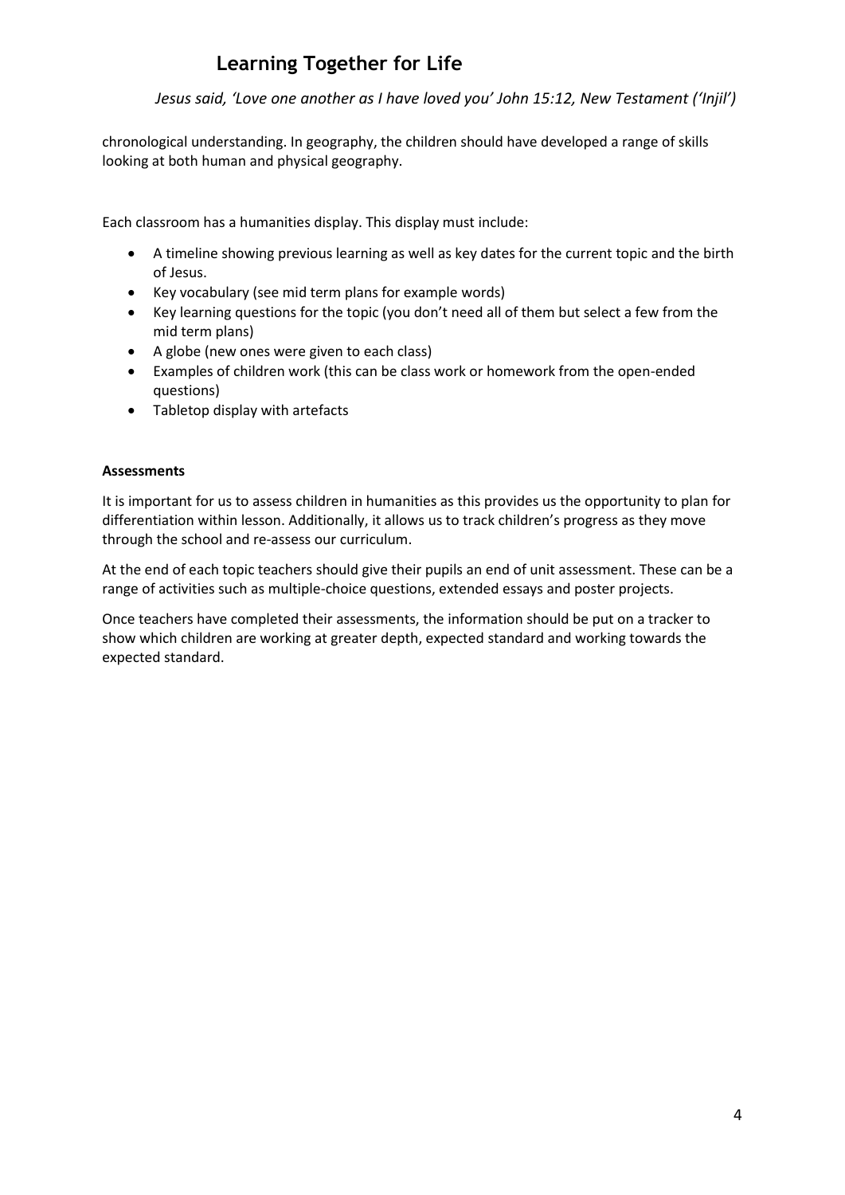chronological understanding. In geography, the children should have developed a range of skills looking at both human and physical geography.

Each classroom has a humanities display. This display must include:

- A timeline showing previous learning as well as key dates for the current topic and the birth of Jesus.
- Key vocabulary (see mid term plans for example words)
- Key learning questions for the topic (you don't need all of them but select a few from the mid term plans)
- A globe (new ones were given to each class)
- Examples of children work (this can be class work or homework from the open-ended questions)
- Tabletop display with artefacts

**Assessments**

It is important for us to assess children in humanities as this provides us the opportunity to plan for differentiation within lesson. Additionally, it allows us to track children's progress as they move through the school and re-assess our curriculum.

At the end of each topic teachers should give their pupils an end of unit assessment. These can be a range of activities such as multiple-choice questions, extended essays and poster projects.

Once teachers have completed their assessments, the information should be put on a tracker to show which children are working at greater depth, expected standard and working towards the expected standard.